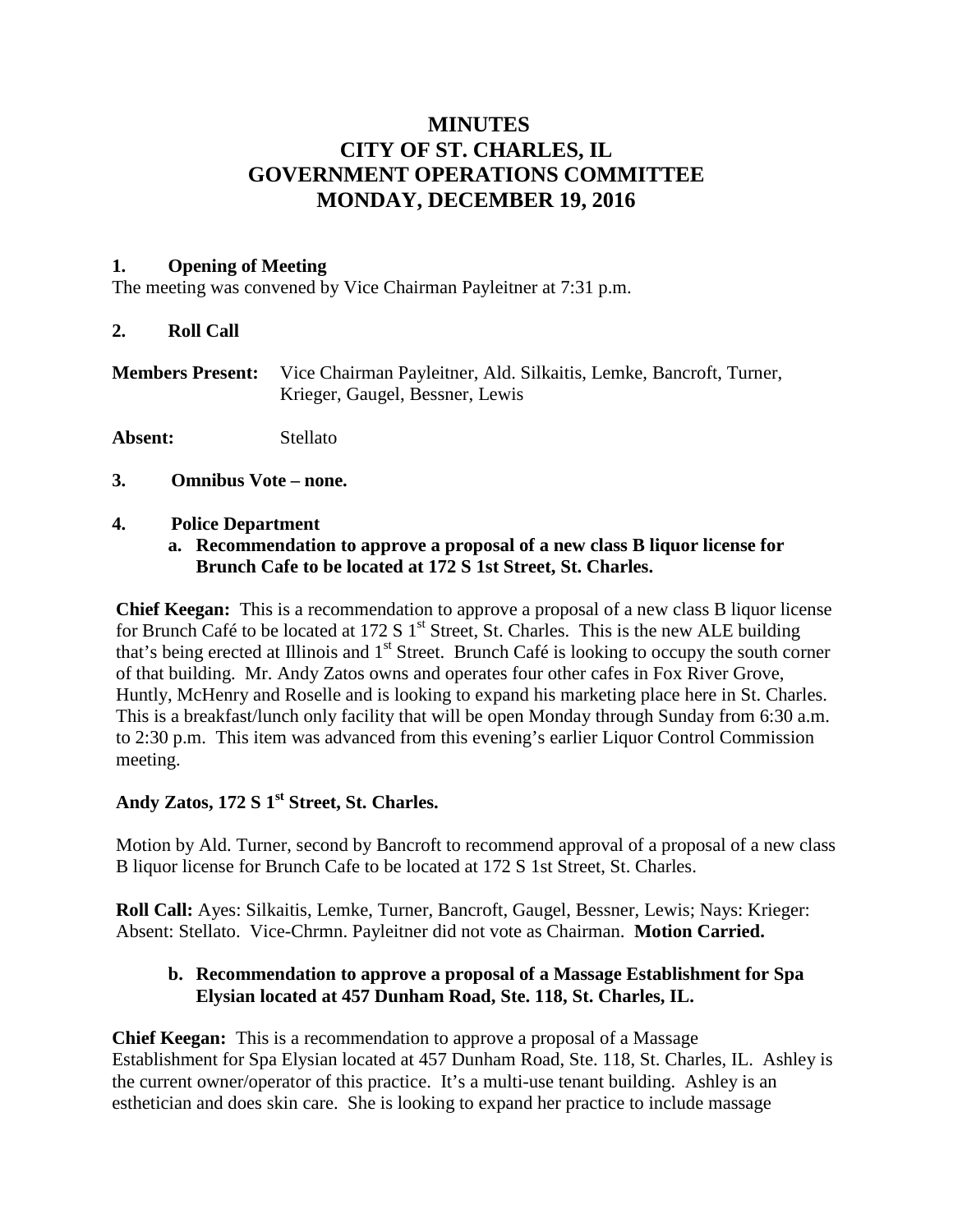# MINUTES
# CITY OF ST. CHARLES, IL
# GOVERNMENT OPERATIONS COMMITTEE
# MONDAY, DECEMBER 19, 2016

**1. Opening of Meeting**

The meeting was convened by Vice Chairman Payleitner at 7:31 p.m.

**2. Roll Call**

**Members Present:** Vice Chairman Payleitner, Ald. Silkaitis, Lemke, Bancroft, Turner, Krieger, Gaugel, Bessner, Lewis

**Absent:** Stellato

**3. Omnibus Vote – none.**

**4. Police Department**

**a. Recommendation to approve a proposal of a new class B liquor license for Brunch Cafe to be located at 172 S 1st Street, St. Charles.**

**Chief Keegan:** This is a recommendation to approve a proposal of a new class B liquor license for Brunch Café to be located at 172 S 1st Street, St. Charles. This is the new ALE building that's being erected at Illinois and 1st Street. Brunch Café is looking to occupy the south corner of that building. Mr. Andy Zatos owns and operates four other cafes in Fox River Grove, Huntly, McHenry and Roselle and is looking to expand his marketing place here in St. Charles. This is a breakfast/lunch only facility that will be open Monday through Sunday from 6:30 a.m. to 2:30 p.m. This item was advanced from this evening's earlier Liquor Control Commission meeting.

**Andy Zatos, 172 S 1st Street, St. Charles.**

Motion by Ald. Turner, second by Bancroft to recommend approval of a proposal of a new class B liquor license for Brunch Cafe to be located at 172 S 1st Street, St. Charles.

**Roll Call:** Ayes: Silkaitis, Lemke, Turner, Bancroft, Gaugel, Bessner, Lewis; Nays: Krieger: Absent: Stellato. Vice-Chrmn. Payleitner did not vote as Chairman. **Motion Carried.**

**b. Recommendation to approve a proposal of a Massage Establishment for Spa Elysian located at 457 Dunham Road, Ste. 118, St. Charles, IL.**

**Chief Keegan:** This is a recommendation to approve a proposal of a Massage Establishment for Spa Elysian located at 457 Dunham Road, Ste. 118, St. Charles, IL. Ashley is the current owner/operator of this practice. It's a multi-use tenant building. Ashley is an esthetician and does skin care. She is looking to expand her practice to include massage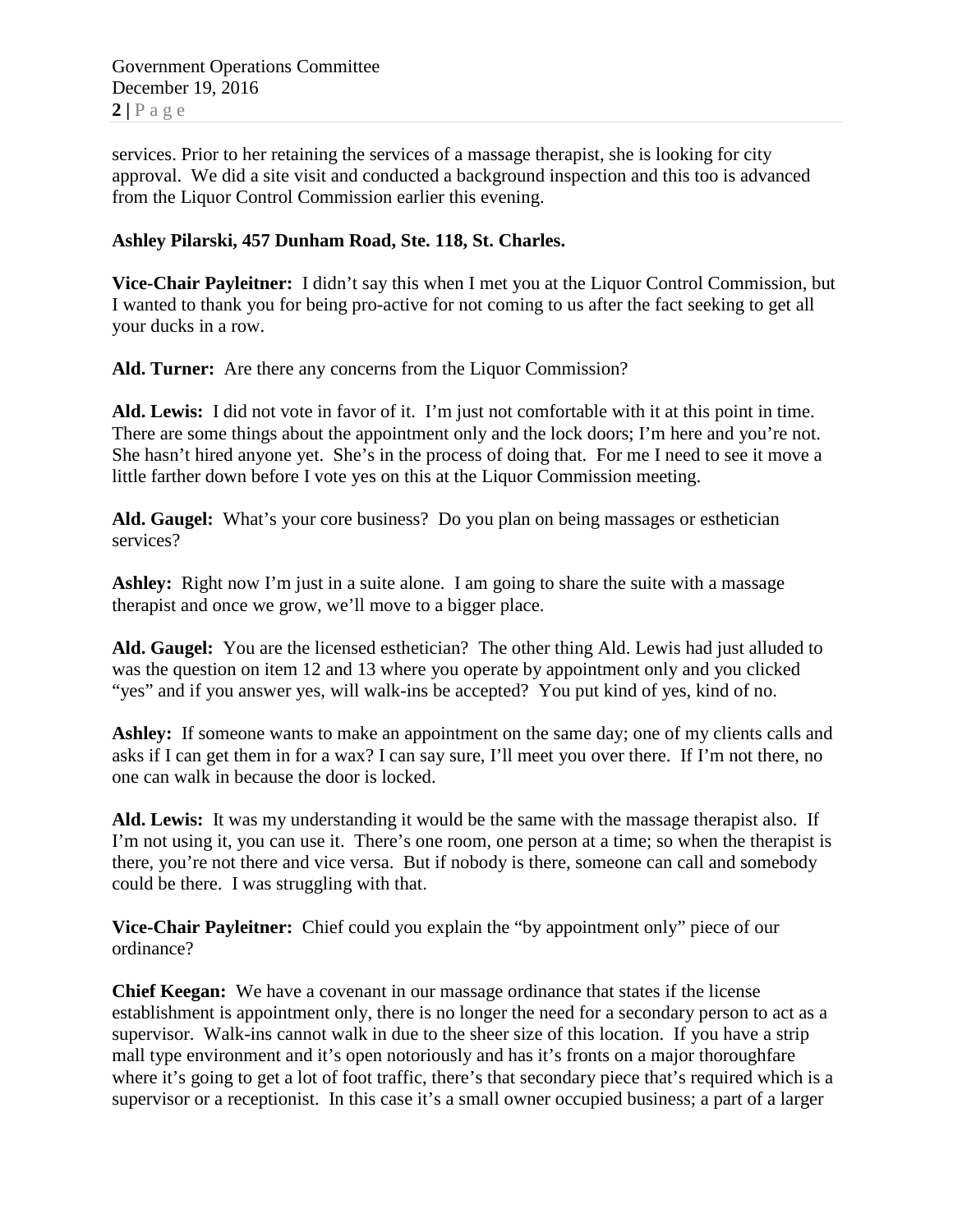services. Prior to her retaining the services of a massage therapist, she is looking for city approval. We did a site visit and conducted a background inspection and this too is advanced from the Liquor Control Commission earlier this evening.

**Ashley Pilarski, 457 Dunham Road, Ste. 118, St. Charles.**

**Vice-Chair Payleitner:** I didn't say this when I met you at the Liquor Control Commission, but I wanted to thank you for being pro-active for not coming to us after the fact seeking to get all your ducks in a row.

**Ald. Turner:** Are there any concerns from the Liquor Commission?

**Ald. Lewis:** I did not vote in favor of it. I'm just not comfortable with it at this point in time. There are some things about the appointment only and the lock doors; I'm here and you're not. She hasn't hired anyone yet. She's in the process of doing that. For me I need to see it move a little farther down before I vote yes on this at the Liquor Commission meeting.

**Ald. Gaugel:** What's your core business? Do you plan on being massages or esthetician services?

**Ashley:** Right now I'm just in a suite alone. I am going to share the suite with a massage therapist and once we grow, we'll move to a bigger place.

**Ald. Gaugel:** You are the licensed esthetician? The other thing Ald. Lewis had just alluded to was the question on item 12 and 13 where you operate by appointment only and you clicked "yes" and if you answer yes, will walk-ins be accepted? You put kind of yes, kind of no.

**Ashley:** If someone wants to make an appointment on the same day; one of my clients calls and asks if I can get them in for a wax? I can say sure, I'll meet you over there. If I'm not there, no one can walk in because the door is locked.

**Ald. Lewis:** It was my understanding it would be the same with the massage therapist also. If I'm not using it, you can use it. There's one room, one person at a time; so when the therapist is there, you're not there and vice versa. But if nobody is there, someone can call and somebody could be there. I was struggling with that.

**Vice-Chair Payleitner:** Chief could you explain the "by appointment only" piece of our ordinance?

**Chief Keegan:** We have a covenant in our massage ordinance that states if the license establishment is appointment only, there is no longer the need for a secondary person to act as a supervisor. Walk-ins cannot walk in due to the sheer size of this location. If you have a strip mall type environment and it's open notoriously and has it's fronts on a major thoroughfare where it's going to get a lot of foot traffic, there's that secondary piece that's required which is a supervisor or a receptionist. In this case it's a small owner occupied business; a part of a larger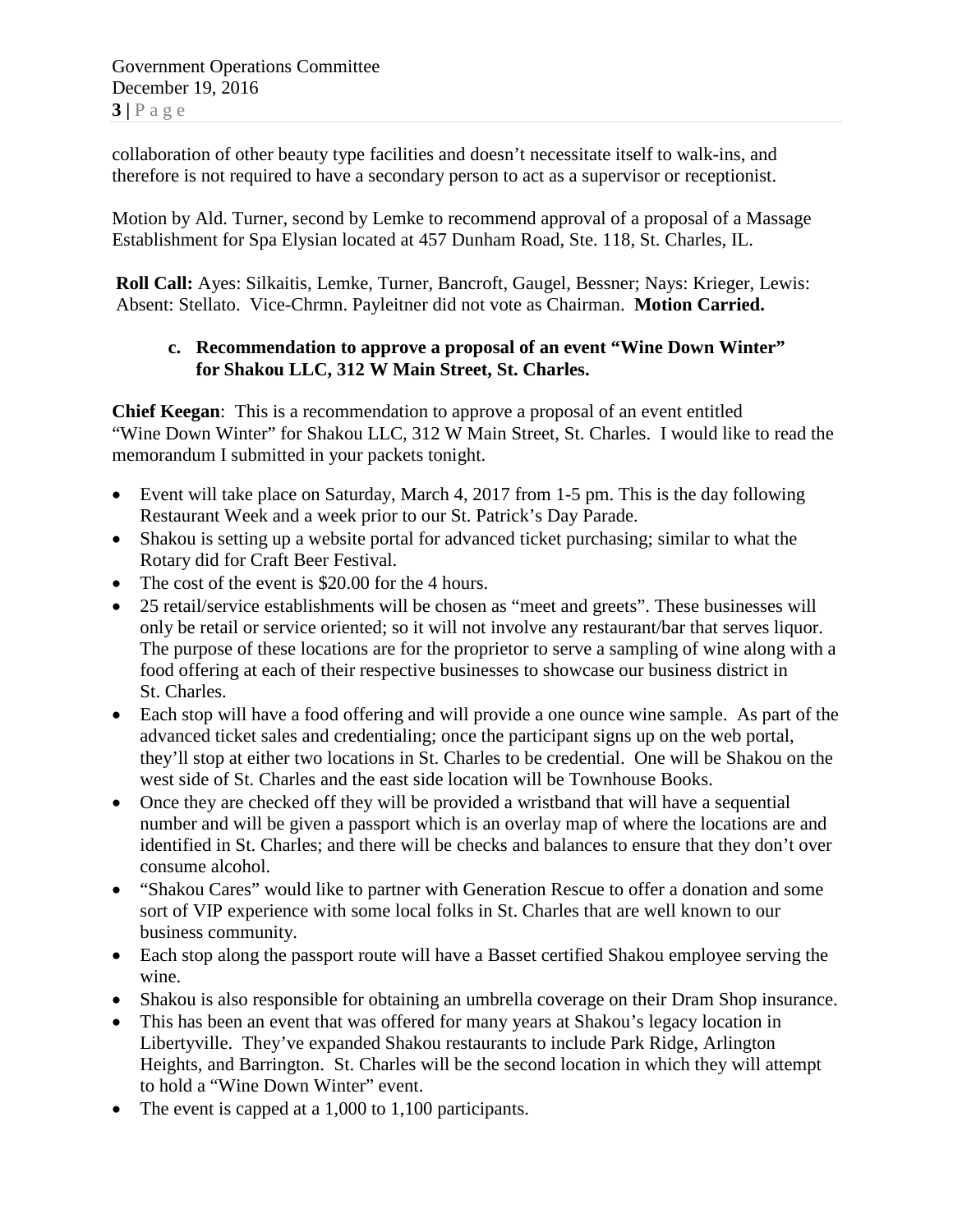collaboration of other beauty type facilities and doesn't necessitate itself to walk-ins, and therefore is not required to have a secondary person to act as a supervisor or receptionist.

Motion by Ald. Turner, second by Lemke to recommend approval of a proposal of a Massage Establishment for Spa Elysian located at 457 Dunham Road, Ste. 118, St. Charles, IL.

**Roll Call:** Ayes: Silkaitis, Lemke, Turner, Bancroft, Gaugel, Bessner; Nays: Krieger, Lewis: Absent: Stellato. Vice-Chrmn. Payleitner did not vote as Chairman. **Motion Carried.**

**c. Recommendation to approve a proposal of an event "Wine Down Winter" for Shakou LLC, 312 W Main Street, St. Charles.**

**Chief Keegan**: This is a recommendation to approve a proposal of an event entitled "Wine Down Winter" for Shakou LLC, 312 W Main Street, St. Charles. I would like to read the memorandum I submitted in your packets tonight.

- Event will take place on Saturday, March 4, 2017 from 1-5 pm. This is the day following Restaurant Week and a week prior to our St. Patrick's Day Parade.
- Shakou is setting up a website portal for advanced ticket purchasing; similar to what the Rotary did for Craft Beer Festival.
- The cost of the event is $20.00 for the 4 hours.
- 25 retail/service establishments will be chosen as "meet and greets". These businesses will only be retail or service oriented; so it will not involve any restaurant/bar that serves liquor. The purpose of these locations are for the proprietor to serve a sampling of wine along with a food offering at each of their respective businesses to showcase our business district in St. Charles.
- Each stop will have a food offering and will provide a one ounce wine sample. As part of the advanced ticket sales and credentialing; once the participant signs up on the web portal, they'll stop at either two locations in St. Charles to be credential. One will be Shakou on the west side of St. Charles and the east side location will be Townhouse Books.
- Once they are checked off they will be provided a wristband that will have a sequential number and will be given a passport which is an overlay map of where the locations are and identified in St. Charles; and there will be checks and balances to ensure that they don't over consume alcohol.
- "Shakou Cares" would like to partner with Generation Rescue to offer a donation and some sort of VIP experience with some local folks in St. Charles that are well known to our business community.
- Each stop along the passport route will have a Basset certified Shakou employee serving the wine.
- Shakou is also responsible for obtaining an umbrella coverage on their Dram Shop insurance.
- This has been an event that was offered for many years at Shakou's legacy location in Libertyville. They've expanded Shakou restaurants to include Park Ridge, Arlington Heights, and Barrington. St. Charles will be the second location in which they will attempt to hold a "Wine Down Winter" event.
- The event is capped at a 1,000 to 1,100 participants.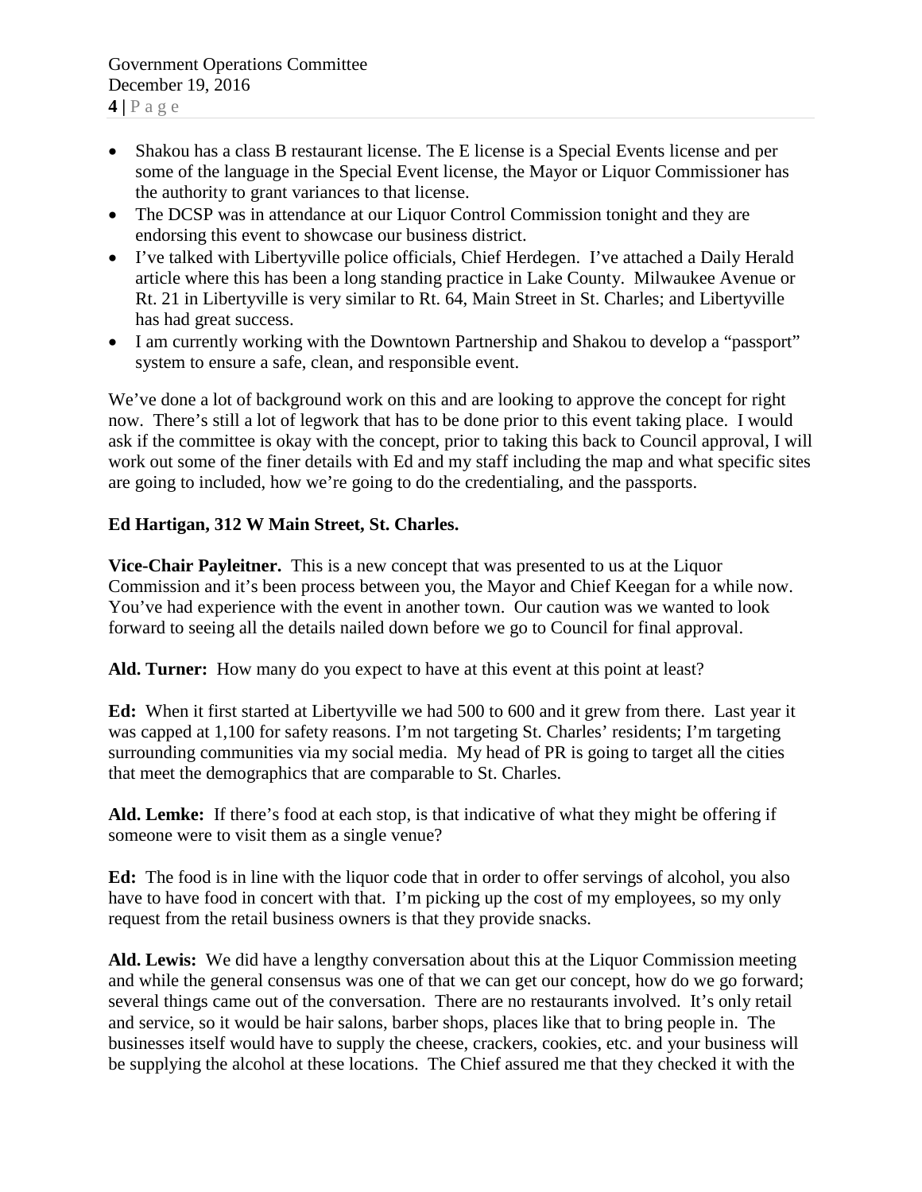- Shakou has a class B restaurant license. The E license is a Special Events license and per some of the language in the Special Event license, the Mayor or Liquor Commissioner has the authority to grant variances to that license.
- The DCSP was in attendance at our Liquor Control Commission tonight and they are endorsing this event to showcase our business district.
- I've talked with Libertyville police officials, Chief Herdegen. I've attached a Daily Herald article where this has been a long standing practice in Lake County. Milwaukee Avenue or Rt. 21 in Libertyville is very similar to Rt. 64, Main Street in St. Charles; and Libertyville has had great success.
- I am currently working with the Downtown Partnership and Shakou to develop a "passport" system to ensure a safe, clean, and responsible event.

We've done a lot of background work on this and are looking to approve the concept for right now. There's still a lot of legwork that has to be done prior to this event taking place. I would ask if the committee is okay with the concept, prior to taking this back to Council approval, I will work out some of the finer details with Ed and my staff including the map and what specific sites are going to included, how we're going to do the credentialing, and the passports.

**Ed Hartigan, 312 W Main Street, St. Charles.**

**Vice-Chair Payleitner.** This is a new concept that was presented to us at the Liquor Commission and it's been process between you, the Mayor and Chief Keegan for a while now. You've had experience with the event in another town. Our caution was we wanted to look forward to seeing all the details nailed down before we go to Council for final approval.

**Ald. Turner:** How many do you expect to have at this event at this point at least?

**Ed:** When it first started at Libertyville we had 500 to 600 and it grew from there. Last year it was capped at 1,100 for safety reasons. I'm not targeting St. Charles' residents; I'm targeting surrounding communities via my social media. My head of PR is going to target all the cities that meet the demographics that are comparable to St. Charles.

**Ald. Lemke:** If there's food at each stop, is that indicative of what they might be offering if someone were to visit them as a single venue?

**Ed:** The food is in line with the liquor code that in order to offer servings of alcohol, you also have to have food in concert with that. I'm picking up the cost of my employees, so my only request from the retail business owners is that they provide snacks.

**Ald. Lewis:** We did have a lengthy conversation about this at the Liquor Commission meeting and while the general consensus was one of that we can get our concept, how do we go forward; several things came out of the conversation. There are no restaurants involved. It's only retail and service, so it would be hair salons, barber shops, places like that to bring people in. The businesses itself would have to supply the cheese, crackers, cookies, etc. and your business will be supplying the alcohol at these locations. The Chief assured me that they checked it with the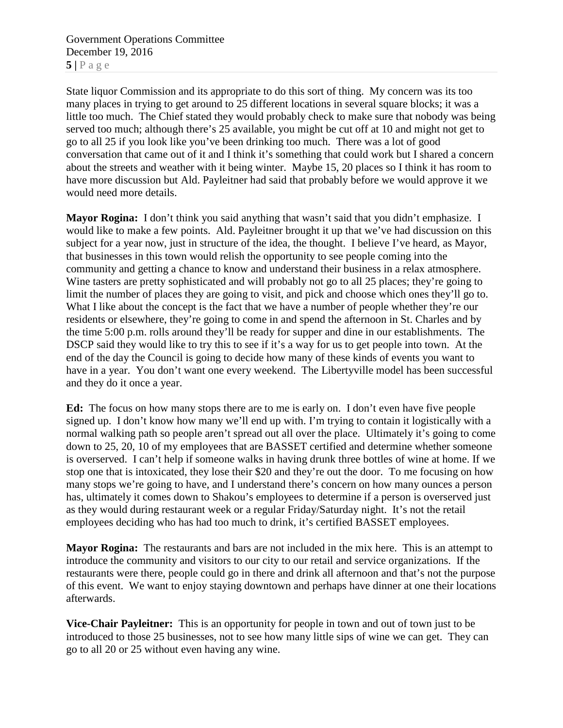State liquor Commission and its appropriate to do this sort of thing. My concern was its too many places in trying to get around to 25 different locations in several square blocks; it was a little too much. The Chief stated they would probably check to make sure that nobody was being served too much; although there's 25 available, you might be cut off at 10 and might not get to go to all 25 if you look like you've been drinking too much. There was a lot of good conversation that came out of it and I think it's something that could work but I shared a concern about the streets and weather with it being winter. Maybe 15, 20 places so I think it has room to have more discussion but Ald. Payleitner had said that probably before we would approve it we would need more details.

**Mayor Rogina:** I don't think you said anything that wasn't said that you didn't emphasize. I would like to make a few points. Ald. Payleitner brought it up that we've had discussion on this subject for a year now, just in structure of the idea, the thought. I believe I've heard, as Mayor, that businesses in this town would relish the opportunity to see people coming into the community and getting a chance to know and understand their business in a relax atmosphere. Wine tasters are pretty sophisticated and will probably not go to all 25 places; they're going to limit the number of places they are going to visit, and pick and choose which ones they'll go to. What I like about the concept is the fact that we have a number of people whether they're our residents or elsewhere, they're going to come in and spend the afternoon in St. Charles and by the time 5:00 p.m. rolls around they'll be ready for supper and dine in our establishments. The DSCP said they would like to try this to see if it's a way for us to get people into town. At the end of the day the Council is going to decide how many of these kinds of events you want to have in a year. You don't want one every weekend. The Libertyville model has been successful and they do it once a year.

**Ed:** The focus on how many stops there are to me is early on. I don't even have five people signed up. I don't know how many we'll end up with. I'm trying to contain it logistically with a normal walking path so people aren't spread out all over the place. Ultimately it's going to come down to 25, 20, 10 of my employees that are BASSET certified and determine whether someone is overserved. I can't help if someone walks in having drunk three bottles of wine at home. If we stop one that is intoxicated, they lose their $20 and they're out the door. To me focusing on how many stops we're going to have, and I understand there's concern on how many ounces a person has, ultimately it comes down to Shakou's employees to determine if a person is overserved just as they would during restaurant week or a regular Friday/Saturday night. It's not the retail employees deciding who has had too much to drink, it's certified BASSET employees.

**Mayor Rogina:** The restaurants and bars are not included in the mix here. This is an attempt to introduce the community and visitors to our city to our retail and service organizations. If the restaurants were there, people could go in there and drink all afternoon and that's not the purpose of this event. We want to enjoy staying downtown and perhaps have dinner at one their locations afterwards.

**Vice-Chair Payleitner:** This is an opportunity for people in town and out of town just to be introduced to those 25 businesses, not to see how many little sips of wine we can get. They can go to all 20 or 25 without even having any wine.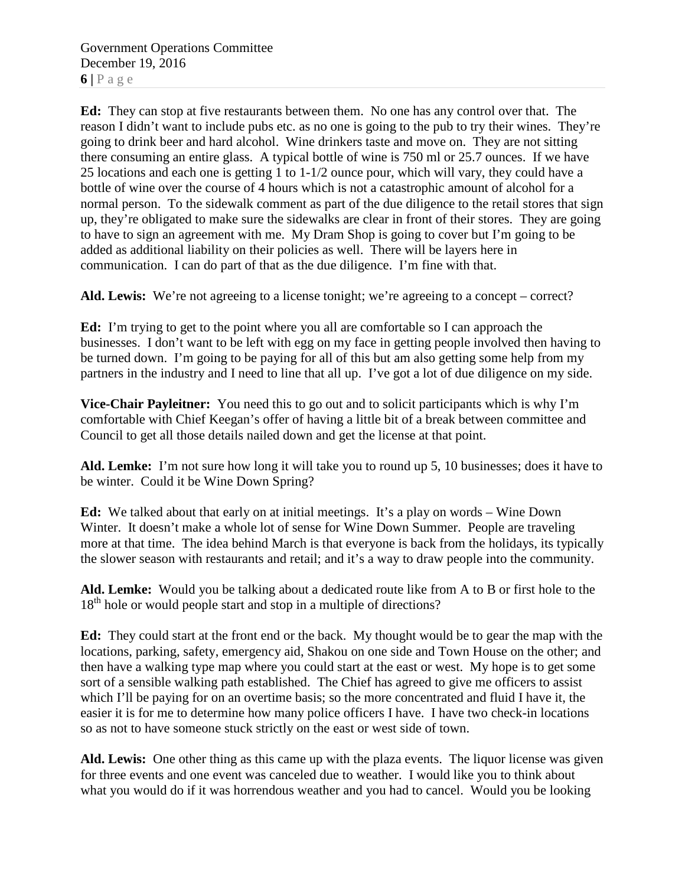**Ed:** They can stop at five restaurants between them. No one has any control over that. The reason I didn't want to include pubs etc. as no one is going to the pub to try their wines. They're going to drink beer and hard alcohol. Wine drinkers taste and move on. They are not sitting there consuming an entire glass. A typical bottle of wine is 750 ml or 25.7 ounces. If we have 25 locations and each one is getting 1 to 1-1/2 ounce pour, which will vary, they could have a bottle of wine over the course of 4 hours which is not a catastrophic amount of alcohol for a normal person. To the sidewalk comment as part of the due diligence to the retail stores that sign up, they're obligated to make sure the sidewalks are clear in front of their stores. They are going to have to sign an agreement with me. My Dram Shop is going to cover but I'm going to be added as additional liability on their policies as well. There will be layers here in communication. I can do part of that as the due diligence. I'm fine with that.

**Ald. Lewis:** We're not agreeing to a license tonight; we're agreeing to a concept – correct?

**Ed:** I'm trying to get to the point where you all are comfortable so I can approach the businesses. I don't want to be left with egg on my face in getting people involved then having to be turned down. I'm going to be paying for all of this but am also getting some help from my partners in the industry and I need to line that all up. I've got a lot of due diligence on my side.

**Vice-Chair Payleitner:** You need this to go out and to solicit participants which is why I'm comfortable with Chief Keegan's offer of having a little bit of a break between committee and Council to get all those details nailed down and get the license at that point.

**Ald. Lemke:** I'm not sure how long it will take you to round up 5, 10 businesses; does it have to be winter. Could it be Wine Down Spring?

**Ed:** We talked about that early on at initial meetings. It's a play on words – Wine Down Winter. It doesn't make a whole lot of sense for Wine Down Summer. People are traveling more at that time. The idea behind March is that everyone is back from the holidays, its typically the slower season with restaurants and retail; and it's a way to draw people into the community.

**Ald. Lemke:** Would you be talking about a dedicated route like from A to B or first hole to the 18th hole or would people start and stop in a multiple of directions?

**Ed:** They could start at the front end or the back. My thought would be to gear the map with the locations, parking, safety, emergency aid, Shakou on one side and Town House on the other; and then have a walking type map where you could start at the east or west. My hope is to get some sort of a sensible walking path established. The Chief has agreed to give me officers to assist which I'll be paying for on an overtime basis; so the more concentrated and fluid I have it, the easier it is for me to determine how many police officers I have. I have two check-in locations so as not to have someone stuck strictly on the east or west side of town.

**Ald. Lewis:** One other thing as this came up with the plaza events. The liquor license was given for three events and one event was canceled due to weather. I would like you to think about what you would do if it was horrendous weather and you had to cancel. Would you be looking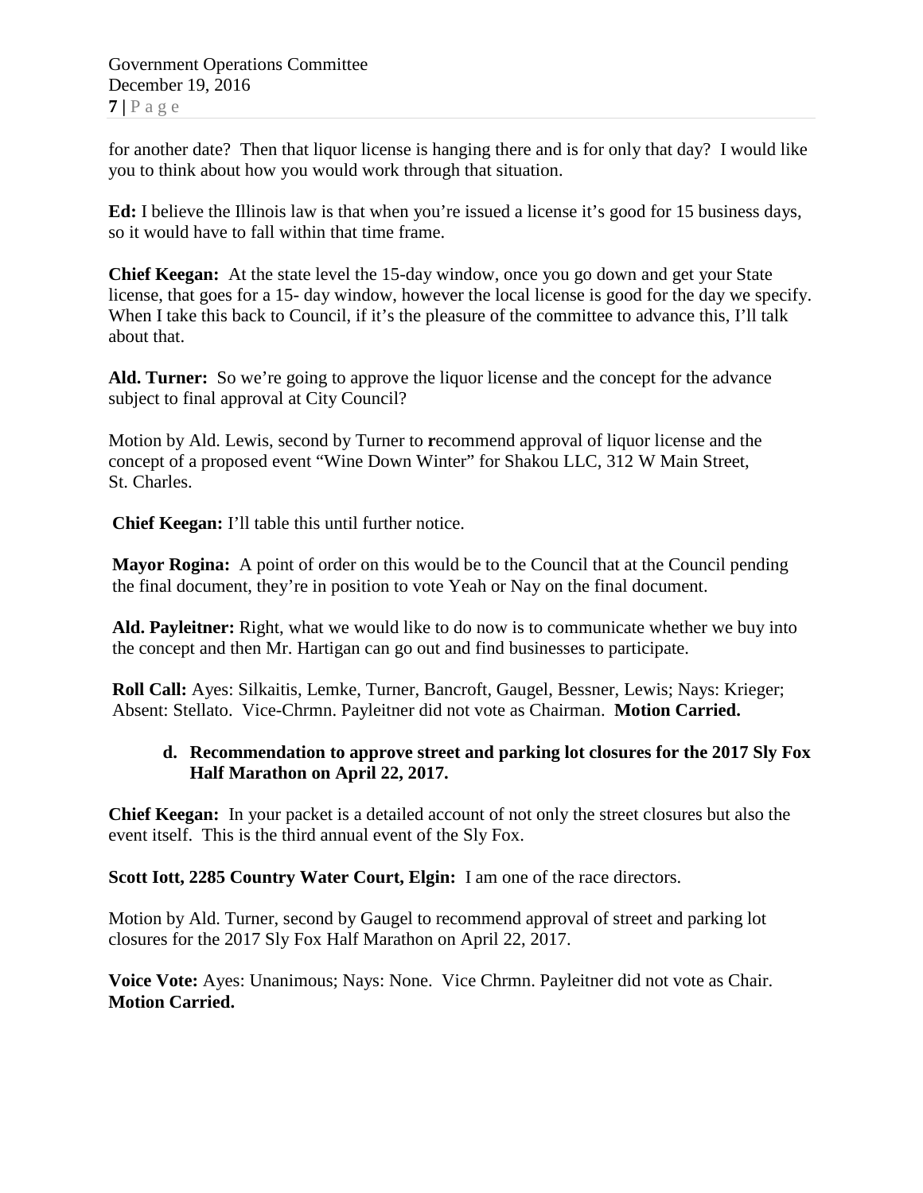for another date? Then that liquor license is hanging there and is for only that day? I would like you to think about how you would work through that situation.

**Ed:** I believe the Illinois law is that when you're issued a license it's good for 15 business days, so it would have to fall within that time frame.

**Chief Keegan:** At the state level the 15-day window, once you go down and get your State license, that goes for a 15- day window, however the local license is good for the day we specify. When I take this back to Council, if it's the pleasure of the committee to advance this, I'll talk about that.

**Ald. Turner:** So we're going to approve the liquor license and the concept for the advance subject to final approval at City Council?

Motion by Ald. Lewis, second by Turner to **r**ecommend approval of liquor license and the concept of a proposed event "Wine Down Winter" for Shakou LLC, 312 W Main Street, St. Charles.

**Chief Keegan:** I'll table this until further notice.

**Mayor Rogina:** A point of order on this would be to the Council that at the Council pending the final document, they're in position to vote Yeah or Nay on the final document.

**Ald. Payleitner:** Right, what we would like to do now is to communicate whether we buy into the concept and then Mr. Hartigan can go out and find businesses to participate.

**Roll Call:** Ayes: Silkaitis, Lemke, Turner, Bancroft, Gaugel, Bessner, Lewis; Nays: Krieger; Absent: Stellato. Vice-Chrmn. Payleitner did not vote as Chairman. **Motion Carried.**

**d. Recommendation to approve street and parking lot closures for the 2017 Sly Fox Half Marathon on April 22, 2017.**

**Chief Keegan:** In your packet is a detailed account of not only the street closures but also the event itself. This is the third annual event of the Sly Fox.

**Scott Iott, 2285 Country Water Court, Elgin:** I am one of the race directors.

Motion by Ald. Turner, second by Gaugel to recommend approval of street and parking lot closures for the 2017 Sly Fox Half Marathon on April 22, 2017.

**Voice Vote:** Ayes: Unanimous; Nays: None. Vice Chrmn. Payleitner did not vote as Chair. **Motion Carried.**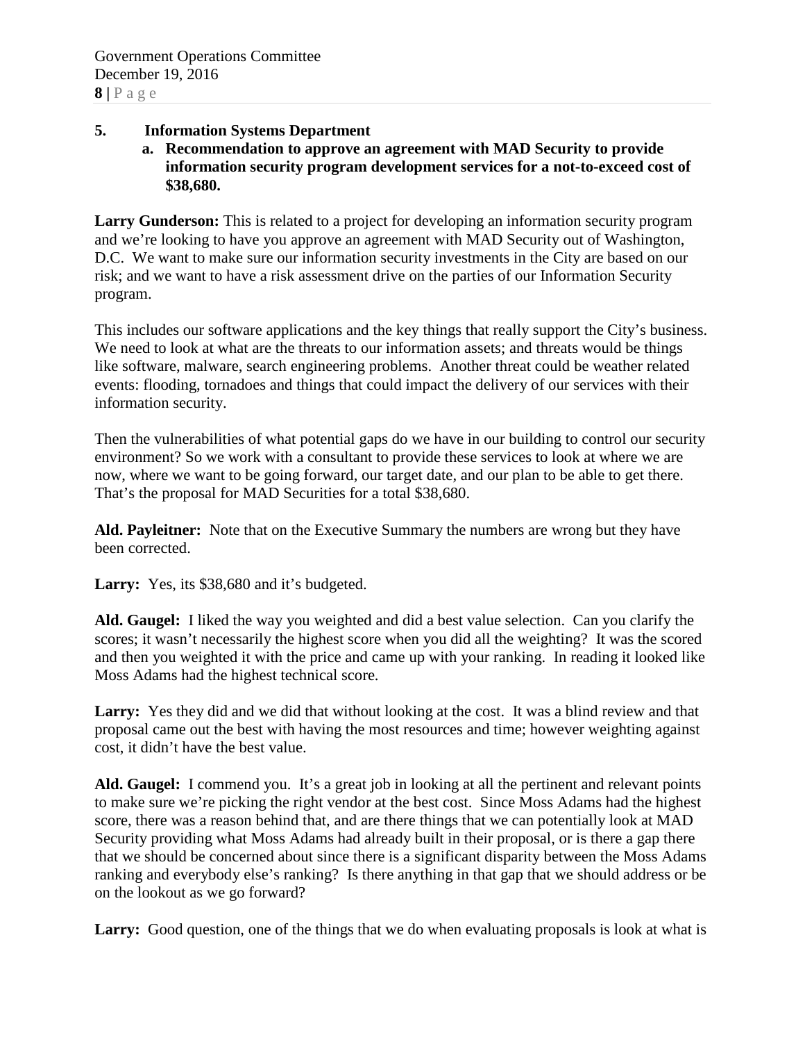**5. Information Systems Department**

**a. Recommendation to approve an agreement with MAD Security to provide information security program development services for a not-to-exceed cost of $38,680.**

**Larry Gunderson:** This is related to a project for developing an information security program and we're looking to have you approve an agreement with MAD Security out of Washington, D.C. We want to make sure our information security investments in the City are based on our risk; and we want to have a risk assessment drive on the parties of our Information Security program.

This includes our software applications and the key things that really support the City's business. We need to look at what are the threats to our information assets; and threats would be things like software, malware, search engineering problems. Another threat could be weather related events: flooding, tornadoes and things that could impact the delivery of our services with their information security.

Then the vulnerabilities of what potential gaps do we have in our building to control our security environment? So we work with a consultant to provide these services to look at where we are now, where we want to be going forward, our target date, and our plan to be able to get there. That's the proposal for MAD Securities for a total $38,680.

**Ald. Payleitner:** Note that on the Executive Summary the numbers are wrong but they have been corrected.

**Larry:** Yes, its $38,680 and it's budgeted.

**Ald. Gaugel:** I liked the way you weighted and did a best value selection. Can you clarify the scores; it wasn't necessarily the highest score when you did all the weighting? It was the scored and then you weighted it with the price and came up with your ranking. In reading it looked like Moss Adams had the highest technical score.

**Larry:** Yes they did and we did that without looking at the cost. It was a blind review and that proposal came out the best with having the most resources and time; however weighting against cost, it didn't have the best value.

**Ald. Gaugel:** I commend you. It's a great job in looking at all the pertinent and relevant points to make sure we're picking the right vendor at the best cost. Since Moss Adams had the highest score, there was a reason behind that, and are there things that we can potentially look at MAD Security providing what Moss Adams had already built in their proposal, or is there a gap there that we should be concerned about since there is a significant disparity between the Moss Adams ranking and everybody else's ranking? Is there anything in that gap that we should address or be on the lookout as we go forward?

**Larry:** Good question, one of the things that we do when evaluating proposals is look at what is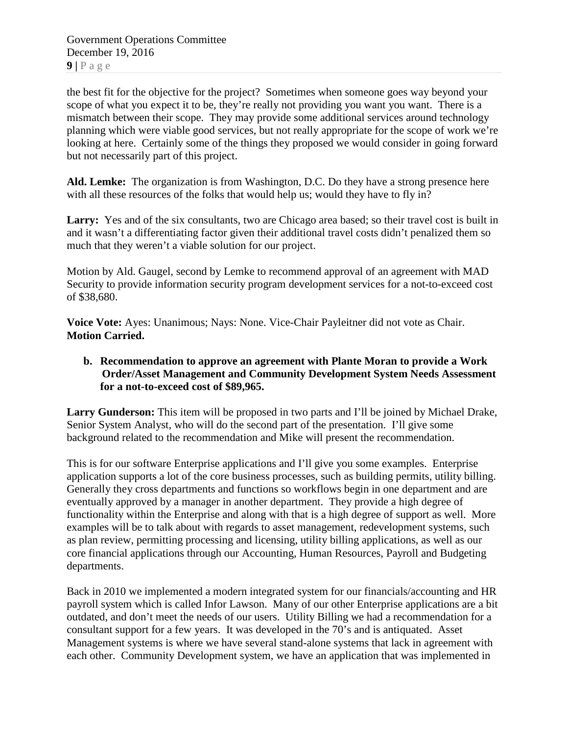the best fit for the objective for the project? Sometimes when someone goes way beyond your scope of what you expect it to be, they're really not providing you want you want. There is a mismatch between their scope. They may provide some additional services around technology planning which were viable good services, but not really appropriate for the scope of work we're looking at here. Certainly some of the things they proposed we would consider in going forward but not necessarily part of this project.

**Ald. Lemke:** The organization is from Washington, D.C. Do they have a strong presence here with all these resources of the folks that would help us; would they have to fly in?

**Larry:** Yes and of the six consultants, two are Chicago area based; so their travel cost is built in and it wasn't a differentiating factor given their additional travel costs didn't penalized them so much that they weren't a viable solution for our project.

Motion by Ald. Gaugel, second by Lemke to recommend approval of an agreement with MAD Security to provide information security program development services for a not-to-exceed cost of $38,680.

**Voice Vote:** Ayes: Unanimous; Nays: None. Vice-Chair Payleitner did not vote as Chair. **Motion Carried.**

**b. Recommendation to approve an agreement with Plante Moran to provide a Work Order/Asset Management and Community Development System Needs Assessment for a not-to-exceed cost of $89,965.**

**Larry Gunderson:** This item will be proposed in two parts and I'll be joined by Michael Drake, Senior System Analyst, who will do the second part of the presentation. I'll give some background related to the recommendation and Mike will present the recommendation.

This is for our software Enterprise applications and I'll give you some examples. Enterprise application supports a lot of the core business processes, such as building permits, utility billing. Generally they cross departments and functions so workflows begin in one department and are eventually approved by a manager in another department. They provide a high degree of functionality within the Enterprise and along with that is a high degree of support as well. More examples will be to talk about with regards to asset management, redevelopment systems, such as plan review, permitting processing and licensing, utility billing applications, as well as our core financial applications through our Accounting, Human Resources, Payroll and Budgeting departments.

Back in 2010 we implemented a modern integrated system for our financials/accounting and HR payroll system which is called Infor Lawson. Many of our other Enterprise applications are a bit outdated, and don't meet the needs of our users. Utility Billing we had a recommendation for a consultant support for a few years. It was developed in the 70's and is antiquated. Asset Management systems is where we have several stand-alone systems that lack in agreement with each other. Community Development system, we have an application that was implemented in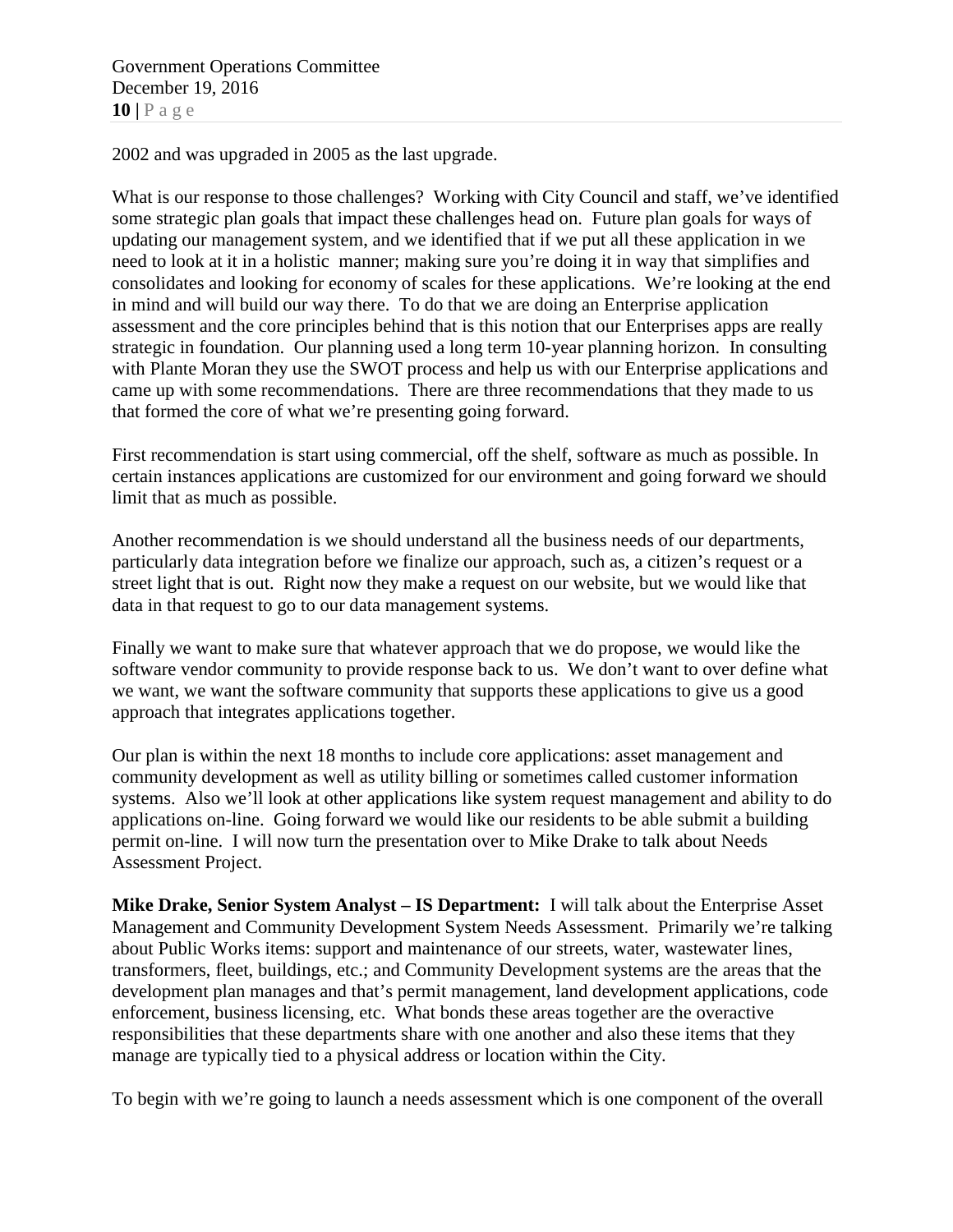2002 and was upgraded in 2005 as the last upgrade.

What is our response to those challenges? Working with City Council and staff, we've identified some strategic plan goals that impact these challenges head on. Future plan goals for ways of updating our management system, and we identified that if we put all these application in we need to look at it in a holistic manner; making sure you're doing it in way that simplifies and consolidates and looking for economy of scales for these applications. We're looking at the end in mind and will build our way there. To do that we are doing an Enterprise application assessment and the core principles behind that is this notion that our Enterprises apps are really strategic in foundation. Our planning used a long term 10-year planning horizon. In consulting with Plante Moran they use the SWOT process and help us with our Enterprise applications and came up with some recommendations. There are three recommendations that they made to us that formed the core of what we're presenting going forward.

First recommendation is start using commercial, off the shelf, software as much as possible. In certain instances applications are customized for our environment and going forward we should limit that as much as possible.

Another recommendation is we should understand all the business needs of our departments, particularly data integration before we finalize our approach, such as, a citizen's request or a street light that is out. Right now they make a request on our website, but we would like that data in that request to go to our data management systems.

Finally we want to make sure that whatever approach that we do propose, we would like the software vendor community to provide response back to us. We don't want to over define what we want, we want the software community that supports these applications to give us a good approach that integrates applications together.

Our plan is within the next 18 months to include core applications: asset management and community development as well as utility billing or sometimes called customer information systems. Also we'll look at other applications like system request management and ability to do applications on-line. Going forward we would like our residents to be able submit a building permit on-line. I will now turn the presentation over to Mike Drake to talk about Needs Assessment Project.

**Mike Drake, Senior System Analyst – IS Department:** I will talk about the Enterprise Asset Management and Community Development System Needs Assessment. Primarily we're talking about Public Works items: support and maintenance of our streets, water, wastewater lines, transformers, fleet, buildings, etc.; and Community Development systems are the areas that the development plan manages and that's permit management, land development applications, code enforcement, business licensing, etc. What bonds these areas together are the overactive responsibilities that these departments share with one another and also these items that they manage are typically tied to a physical address or location within the City.

To begin with we're going to launch a needs assessment which is one component of the overall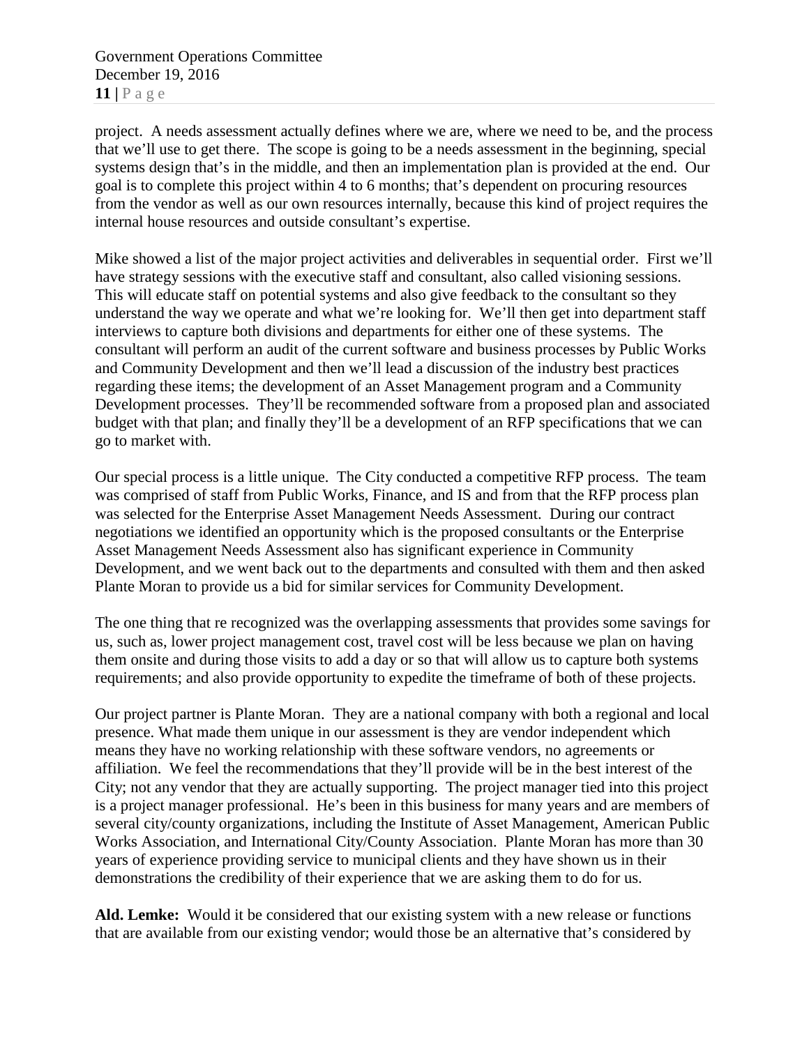project. A needs assessment actually defines where we are, where we need to be, and the process that we'll use to get there. The scope is going to be a needs assessment in the beginning, special systems design that's in the middle, and then an implementation plan is provided at the end. Our goal is to complete this project within 4 to 6 months; that's dependent on procuring resources from the vendor as well as our own resources internally, because this kind of project requires the internal house resources and outside consultant's expertise.

Mike showed a list of the major project activities and deliverables in sequential order. First we'll have strategy sessions with the executive staff and consultant, also called visioning sessions. This will educate staff on potential systems and also give feedback to the consultant so they understand the way we operate and what we're looking for. We'll then get into department staff interviews to capture both divisions and departments for either one of these systems. The consultant will perform an audit of the current software and business processes by Public Works and Community Development and then we'll lead a discussion of the industry best practices regarding these items; the development of an Asset Management program and a Community Development processes. They'll be recommended software from a proposed plan and associated budget with that plan; and finally they'll be a development of an RFP specifications that we can go to market with.

Our special process is a little unique. The City conducted a competitive RFP process. The team was comprised of staff from Public Works, Finance, and IS and from that the RFP process plan was selected for the Enterprise Asset Management Needs Assessment. During our contract negotiations we identified an opportunity which is the proposed consultants or the Enterprise Asset Management Needs Assessment also has significant experience in Community Development, and we went back out to the departments and consulted with them and then asked Plante Moran to provide us a bid for similar services for Community Development.

The one thing that re recognized was the overlapping assessments that provides some savings for us, such as, lower project management cost, travel cost will be less because we plan on having them onsite and during those visits to add a day or so that will allow us to capture both systems requirements; and also provide opportunity to expedite the timeframe of both of these projects.

Our project partner is Plante Moran. They are a national company with both a regional and local presence. What made them unique in our assessment is they are vendor independent which means they have no working relationship with these software vendors, no agreements or affiliation. We feel the recommendations that they'll provide will be in the best interest of the City; not any vendor that they are actually supporting. The project manager tied into this project is a project manager professional. He's been in this business for many years and are members of several city/county organizations, including the Institute of Asset Management, American Public Works Association, and International City/County Association. Plante Moran has more than 30 years of experience providing service to municipal clients and they have shown us in their demonstrations the credibility of their experience that we are asking them to do for us.

**Ald. Lemke:** Would it be considered that our existing system with a new release or functions that are available from our existing vendor; would those be an alternative that's considered by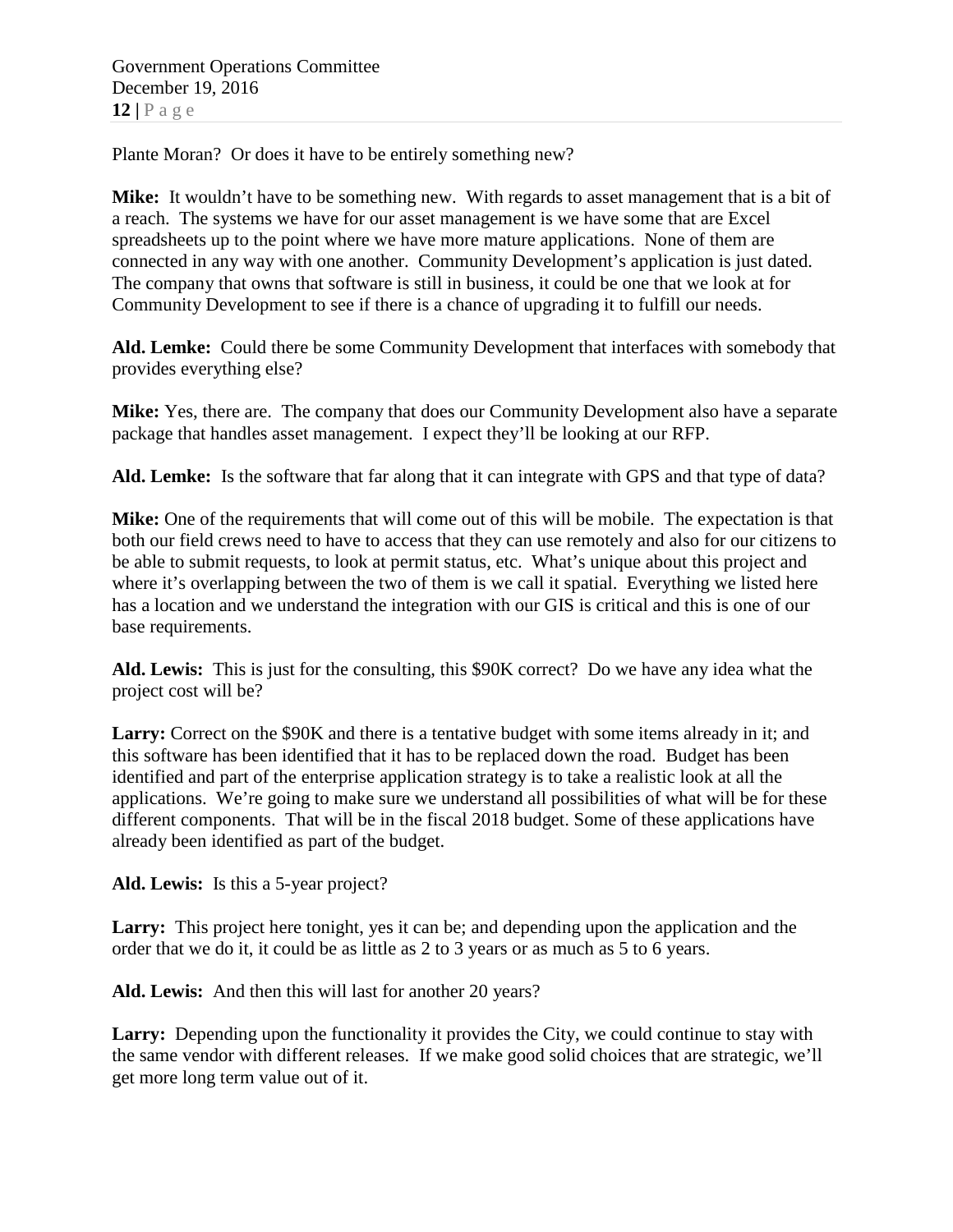Plante Moran? Or does it have to be entirely something new?

**Mike:** It wouldn't have to be something new. With regards to asset management that is a bit of a reach. The systems we have for our asset management is we have some that are Excel spreadsheets up to the point where we have more mature applications. None of them are connected in any way with one another. Community Development's application is just dated. The company that owns that software is still in business, it could be one that we look at for Community Development to see if there is a chance of upgrading it to fulfill our needs.

**Ald. Lemke:** Could there be some Community Development that interfaces with somebody that provides everything else?

**Mike:** Yes, there are. The company that does our Community Development also have a separate package that handles asset management. I expect they'll be looking at our RFP.

**Ald. Lemke:** Is the software that far along that it can integrate with GPS and that type of data?

**Mike:** One of the requirements that will come out of this will be mobile. The expectation is that both our field crews need to have to access that they can use remotely and also for our citizens to be able to submit requests, to look at permit status, etc. What's unique about this project and where it's overlapping between the two of them is we call it spatial. Everything we listed here has a location and we understand the integration with our GIS is critical and this is one of our base requirements.

**Ald. Lewis:** This is just for the consulting, this $90K correct? Do we have any idea what the project cost will be?

**Larry:** Correct on the $90K and there is a tentative budget with some items already in it; and this software has been identified that it has to be replaced down the road. Budget has been identified and part of the enterprise application strategy is to take a realistic look at all the applications. We're going to make sure we understand all possibilities of what will be for these different components. That will be in the fiscal 2018 budget. Some of these applications have already been identified as part of the budget.

**Ald. Lewis:** Is this a 5-year project?

**Larry:** This project here tonight, yes it can be; and depending upon the application and the order that we do it, it could be as little as 2 to 3 years or as much as 5 to 6 years.

**Ald. Lewis:** And then this will last for another 20 years?

**Larry:** Depending upon the functionality it provides the City, we could continue to stay with the same vendor with different releases. If we make good solid choices that are strategic, we'll get more long term value out of it.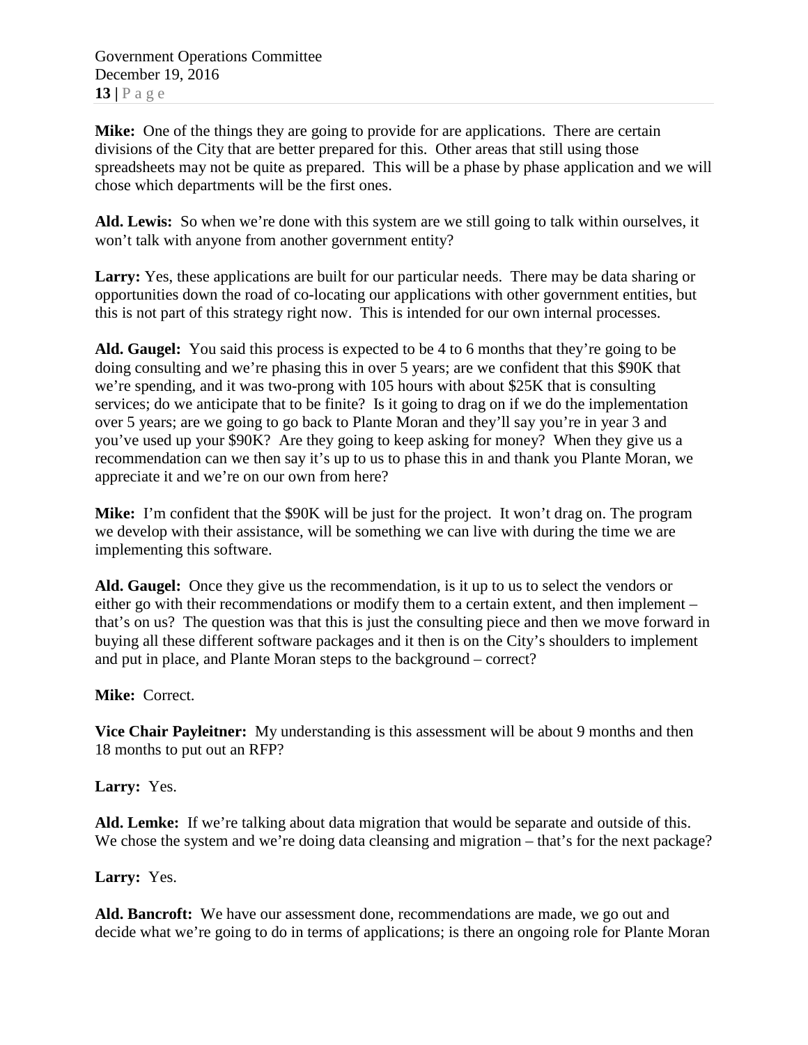**Mike:** One of the things they are going to provide for are applications. There are certain divisions of the City that are better prepared for this. Other areas that still using those spreadsheets may not be quite as prepared. This will be a phase by phase application and we will chose which departments will be the first ones.

**Ald. Lewis:** So when we're done with this system are we still going to talk within ourselves, it won't talk with anyone from another government entity?

**Larry:** Yes, these applications are built for our particular needs. There may be data sharing or opportunities down the road of co-locating our applications with other government entities, but this is not part of this strategy right now. This is intended for our own internal processes.

**Ald. Gaugel:** You said this process is expected to be 4 to 6 months that they're going to be doing consulting and we're phasing this in over 5 years; are we confident that this $90K that we're spending, and it was two-prong with 105 hours with about $25K that is consulting services; do we anticipate that to be finite? Is it going to drag on if we do the implementation over 5 years; are we going to go back to Plante Moran and they'll say you're in year 3 and you've used up your $90K? Are they going to keep asking for money? When they give us a recommendation can we then say it's up to us to phase this in and thank you Plante Moran, we appreciate it and we're on our own from here?

**Mike:** I'm confident that the $90K will be just for the project. It won't drag on. The program we develop with their assistance, will be something we can live with during the time we are implementing this software.

**Ald. Gaugel:** Once they give us the recommendation, is it up to us to select the vendors or either go with their recommendations or modify them to a certain extent, and then implement – that's on us? The question was that this is just the consulting piece and then we move forward in buying all these different software packages and it then is on the City's shoulders to implement and put in place, and Plante Moran steps to the background – correct?

**Mike:** Correct.

**Vice Chair Payleitner:** My understanding is this assessment will be about 9 months and then 18 months to put out an RFP?

**Larry:** Yes.

**Ald. Lemke:** If we're talking about data migration that would be separate and outside of this. We chose the system and we're doing data cleansing and migration – that's for the next package?

**Larry:** Yes.

**Ald. Bancroft:** We have our assessment done, recommendations are made, we go out and decide what we're going to do in terms of applications; is there an ongoing role for Plante Moran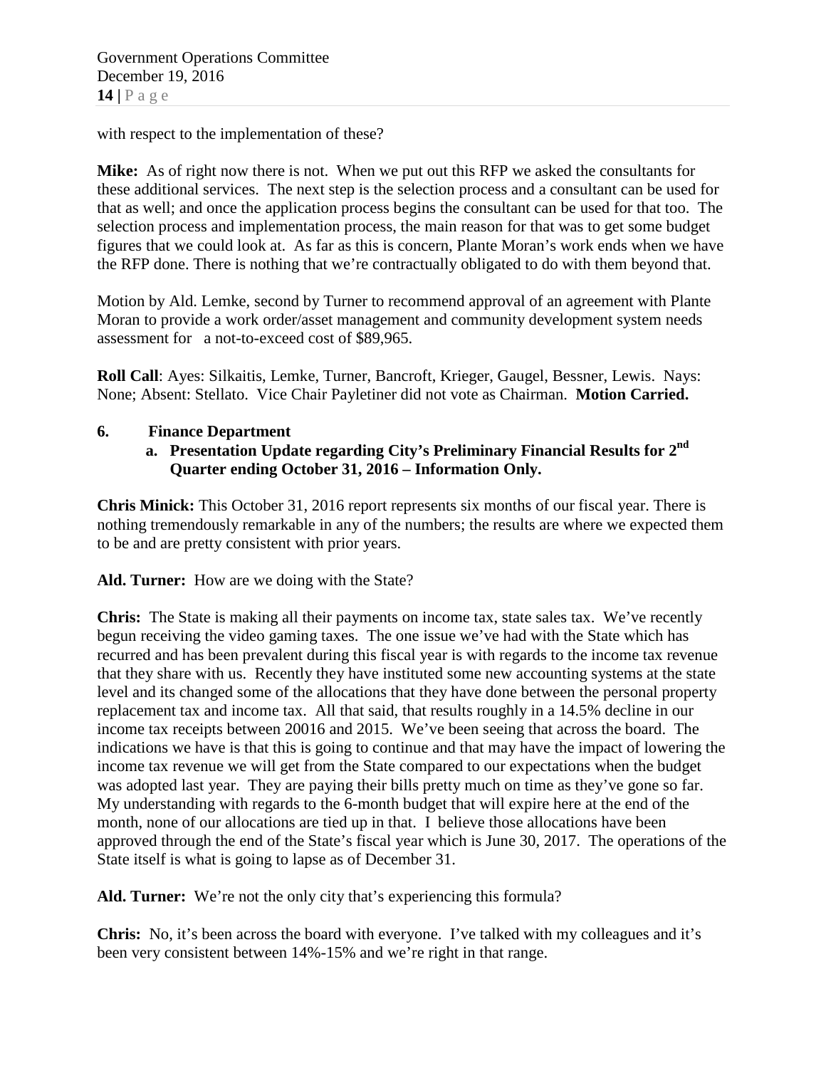with respect to the implementation of these?

**Mike:** As of right now there is not. When we put out this RFP we asked the consultants for these additional services. The next step is the selection process and a consultant can be used for that as well; and once the application process begins the consultant can be used for that too. The selection process and implementation process, the main reason for that was to get some budget figures that we could look at. As far as this is concern, Plante Moran's work ends when we have the RFP done. There is nothing that we're contractually obligated to do with them beyond that.

Motion by Ald. Lemke, second by Turner to recommend approval of an agreement with Plante Moran to provide a work order/asset management and community development system needs assessment for a not-to-exceed cost of $89,965.

**Roll Call**: Ayes: Silkaitis, Lemke, Turner, Bancroft, Krieger, Gaugel, Bessner, Lewis. Nays: None; Absent: Stellato. Vice Chair Payletiner did not vote as Chairman. **Motion Carried.**

**6. Finance Department**

**a. Presentation Update regarding City's Preliminary Financial Results for 2nd Quarter ending October 31, 2016 – Information Only.**

**Chris Minick:** This October 31, 2016 report represents six months of our fiscal year. There is nothing tremendously remarkable in any of the numbers; the results are where we expected them to be and are pretty consistent with prior years.

**Ald. Turner:** How are we doing with the State?

**Chris:** The State is making all their payments on income tax, state sales tax. We've recently begun receiving the video gaming taxes. The one issue we've had with the State which has recurred and has been prevalent during this fiscal year is with regards to the income tax revenue that they share with us. Recently they have instituted some new accounting systems at the state level and its changed some of the allocations that they have done between the personal property replacement tax and income tax. All that said, that results roughly in a 14.5% decline in our income tax receipts between 20016 and 2015. We've been seeing that across the board. The indications we have is that this is going to continue and that may have the impact of lowering the income tax revenue we will get from the State compared to our expectations when the budget was adopted last year. They are paying their bills pretty much on time as they've gone so far. My understanding with regards to the 6-month budget that will expire here at the end of the month, none of our allocations are tied up in that. I believe those allocations have been approved through the end of the State's fiscal year which is June 30, 2017. The operations of the State itself is what is going to lapse as of December 31.

**Ald. Turner:** We're not the only city that's experiencing this formula?

**Chris:** No, it's been across the board with everyone. I've talked with my colleagues and it's been very consistent between 14%-15% and we're right in that range.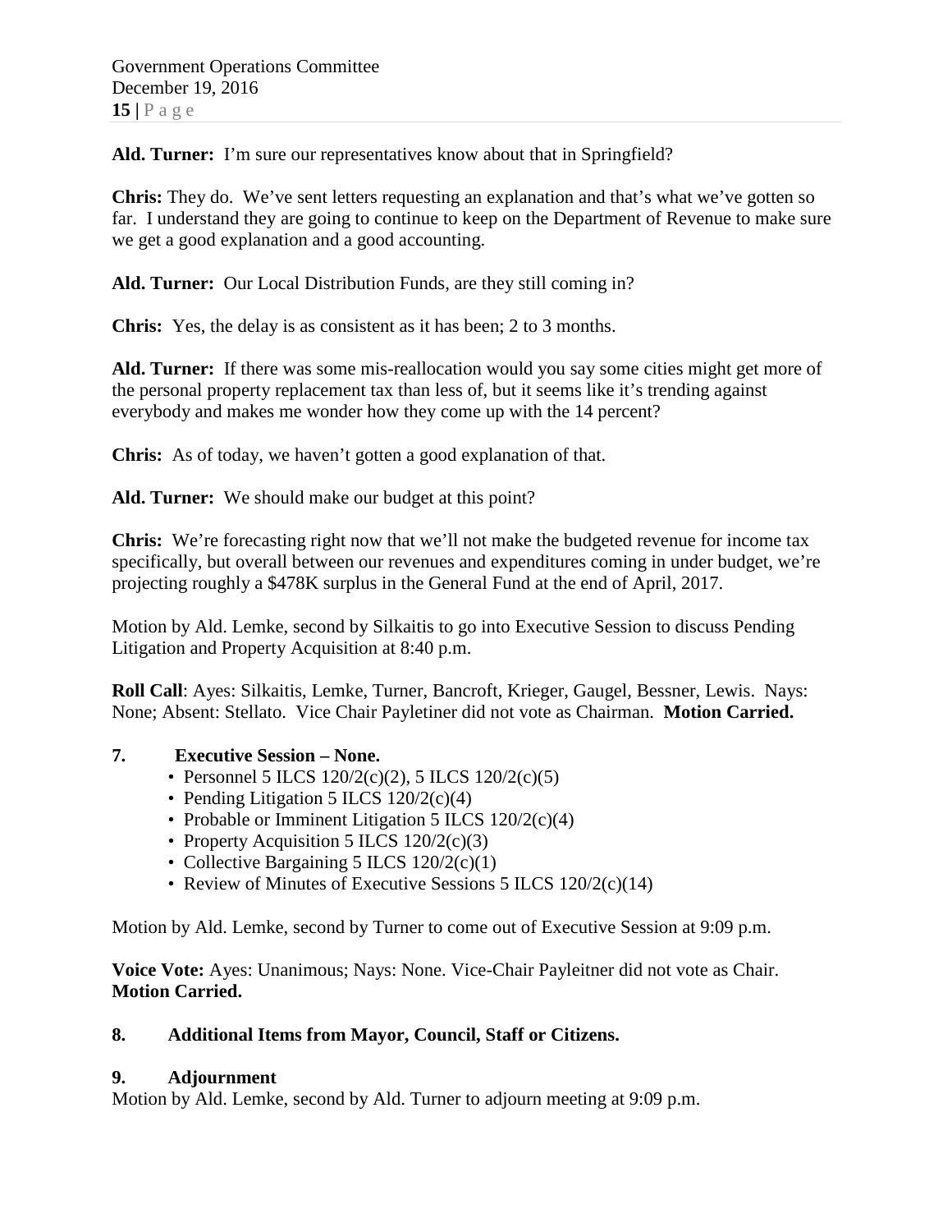**Ald. Turner:** I'm sure our representatives know about that in Springfield?

**Chris:** They do. We've sent letters requesting an explanation and that's what we've gotten so far. I understand they are going to continue to keep on the Department of Revenue to make sure we get a good explanation and a good accounting.

**Ald. Turner:** Our Local Distribution Funds, are they still coming in?

**Chris:** Yes, the delay is as consistent as it has been; 2 to 3 months.

**Ald. Turner:** If there was some mis-reallocation would you say some cities might get more of the personal property replacement tax than less of, but it seems like it's trending against everybody and makes me wonder how they come up with the 14 percent?

**Chris:** As of today, we haven't gotten a good explanation of that.

**Ald. Turner:** We should make our budget at this point?

**Chris:** We're forecasting right now that we'll not make the budgeted revenue for income tax specifically, but overall between our revenues and expenditures coming in under budget, we're projecting roughly a $478K surplus in the General Fund at the end of April, 2017.

Motion by Ald. Lemke, second by Silkaitis to go into Executive Session to discuss Pending Litigation and Property Acquisition at 8:40 p.m.

**Roll Call**: Ayes: Silkaitis, Lemke, Turner, Bancroft, Krieger, Gaugel, Bessner, Lewis. Nays: None; Absent: Stellato. Vice Chair Payletiner did not vote as Chairman. **Motion Carried.**

**7. Executive Session – None.**

- Personnel 5 ILCS 120/2(c)(2), 5 ILCS 120/2(c)(5)
- Pending Litigation 5 ILCS 120/2(c)(4)
- Probable or Imminent Litigation 5 ILCS 120/2(c)(4)
- Property Acquisition 5 ILCS 120/2(c)(3)
- Collective Bargaining 5 ILCS 120/2(c)(1)
- Review of Minutes of Executive Sessions 5 ILCS 120/2(c)(14)

Motion by Ald. Lemke, second by Turner to come out of Executive Session at 9:09 p.m.

**Voice Vote:** Ayes: Unanimous; Nays: None. Vice-Chair Payleitner did not vote as Chair. **Motion Carried.**

**8. Additional Items from Mayor, Council, Staff or Citizens.**

**9. Adjournment**

Motion by Ald. Lemke, second by Ald. Turner to adjourn meeting at 9:09 p.m.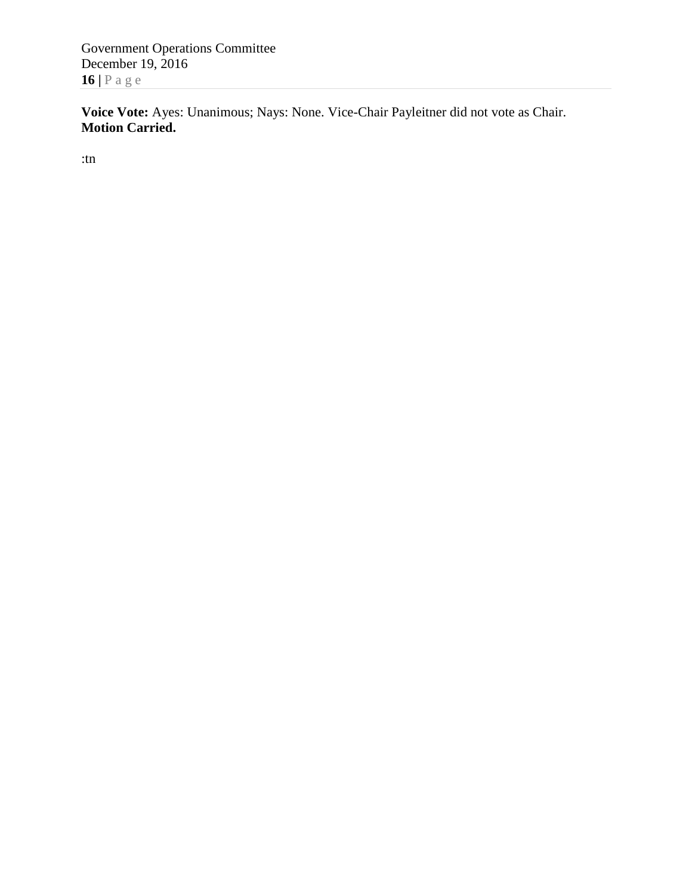**Voice Vote:** Ayes: Unanimous; Nays: None. Vice-Chair Payleitner did not vote as Chair.
**Motion Carried.**

:tn